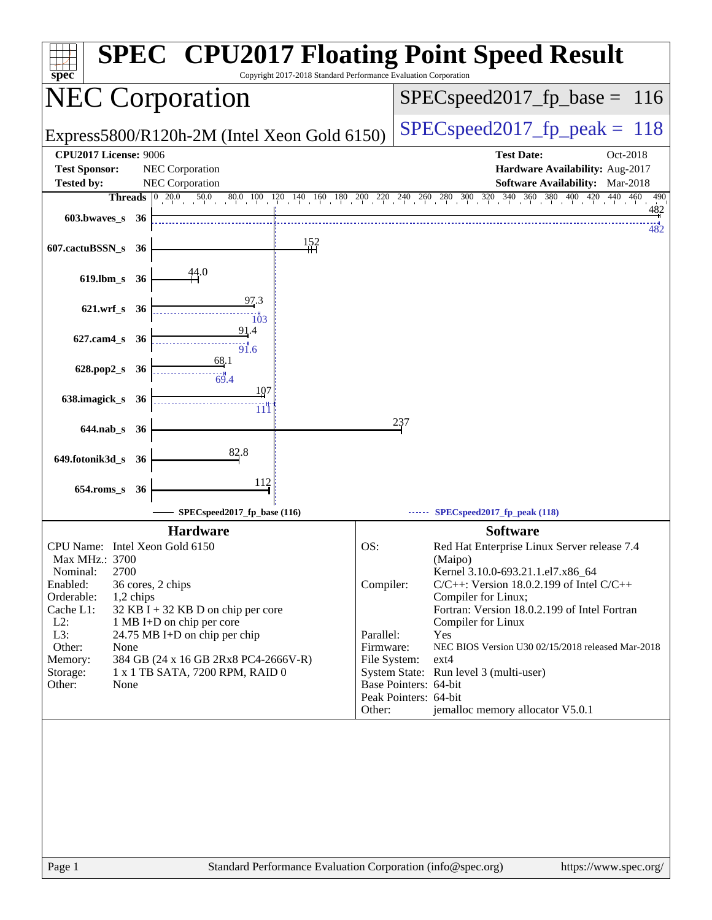# SPEC CPU2017 Floating Point Speed Result

Copyright 2017-2018 Standard Performance Evaluation Corporation

## NEC Corporation

Express5800/R120h-2M (Intel Xeon Gold 6150)

SPECspeed2017_fp_base = 116

SPECspeed2017_fp_peak = 118

**CPU2017 License:** 9006
**Test Sponsor:** NEC Corporation
**Tested by:** NEC Corporation

**Test Date:** Oct-2018
**Hardware Availability:** Aug-2017
**Software Availability:** Mar-2018

| Benchmark | Threads | Base | Peak |
|---|---|---|---|
| 603.bwaves_s | 36 | 482 | 482 |
| 607.cactuBSSN_s | 36 | 152 | |
| 619.lbm_s | 36 | 44.0 | |
| 621.wrf_s | 36 | 97.3 | 103 |
| 627.cam4_s | 36 | 91.4 | 91.6 |
| 628.pop2_s | 36 | 68.1 | 69.4 |
| 638.imagick_s | 36 | 107 | 111 |
| 644.nab_s | 36 | 237 | |
| 649.fotonik3d_s | 36 | 82.8 | |
| 654.roms_s | 36 | 112 | |

SPECspeed2017_fp_base (116)
SPECspeed2017_fp_peak (118)

### Hardware

| | |
|---|---|
| CPU Name: | Intel Xeon Gold 6150 |
| Max MHz.: | 3700 |
| Nominal: | 2700 |
| Enabled: | 36 cores, 2 chips |
| Orderable: | 1,2 chips |
| Cache L1: | 32 KB I + 32 KB D on chip per core |
| L2: | 1 MB I+D on chip per core |
| L3: | 24.75 MB I+D on chip per chip |
| Other: | None |
| Memory: | 384 GB (24 x 16 GB 2Rx8 PC4-2666V-R) |
| Storage: | 1 x 1 TB SATA, 7200 RPM, RAID 0 |
| Other: | None |

### Software

| | |
|---|---|
| OS: | Red Hat Enterprise Linux Server release 7.4 (Maipo) Kernel 3.10.0-693.21.1.el7.x86_64 |
| Compiler: | C/C++: Version 18.0.2.199 of Intel C/C++ Compiler for Linux; Fortran: Version 18.0.2.199 of Intel Fortran Compiler for Linux |
| Parallel: | Yes |
| Firmware: | NEC BIOS Version U30 02/15/2018 released Mar-2018 |
| File System: | ext4 |
| System State: | Run level 3 (multi-user) |
| Base Pointers: | 64-bit |
| Peak Pointers: | 64-bit |
| Other: | jemalloc memory allocator V5.0.1 |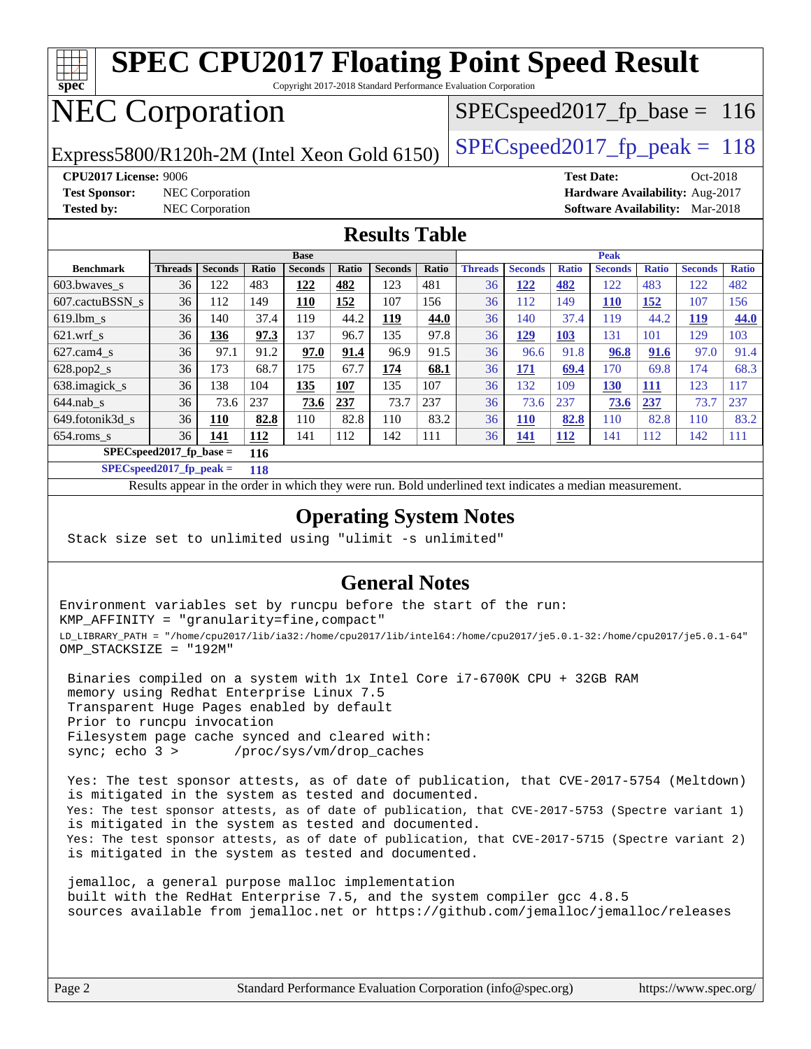# SPEC CPU2017 Floating Point Speed Result

Copyright 2017-2018 Standard Performance Evaluation Corporation

## NEC Corporation

Express5800/R120h-2M (Intel Xeon Gold 6150)

SPECspeed2017_fp_base = 116

SPECspeed2017_fp_peak = 118

**CPU2017 License:** 9006
**Test Sponsor:** NEC Corporation
**Tested by:** NEC Corporation

**Test Date:** Oct-2018
**Hardware Availability:** Aug-2017
**Software Availability:** Mar-2018

## Results Table

| Benchmark | Base | | | | | | | Peak | | | | | | |
|---|---|---|---|---|---|---|---|---|---|---|---|---|---|---|
| | Threads | Seconds | Ratio | Seconds | Ratio | Seconds | Ratio | Threads | Seconds | Ratio | Seconds | Ratio | Seconds | Ratio |
| 603.bwaves_s | 36 | 122 | 483 | **122** | **482** | 123 | 481 | 36 | **122** | **482** | 122 | 483 | 122 | 482 |
| 607.cactuBSSN_s | 36 | 112 | 149 | **110** | **152** | 107 | 156 | 36 | 112 | 149 | **110** | **152** | 107 | 156 |
| 619.lbm_s | 36 | 140 | 37.4 | 119 | 44.2 | **119** | **44.0** | 36 | 140 | 37.4 | 119 | 44.2 | **119** | **44.0** |
| 621.wrf_s | 36 | **136** | **97.3** | 137 | 96.7 | 135 | 97.8 | 36 | **129** | **103** | 131 | 101 | 129 | 103 |
| 627.cam4_s | 36 | 97.1 | 91.2 | **97.0** | **91.4** | 96.9 | 91.5 | 36 | 96.6 | 91.8 | **96.8** | **91.6** | 97.0 | 91.4 |
| 628.pop2_s | 36 | 173 | 68.7 | 175 | 67.7 | **174** | **68.1** | 36 | **171** | **69.4** | 170 | 69.8 | 174 | 68.3 |
| 638.imagick_s | 36 | 138 | 104 | **135** | **107** | 135 | 107 | 36 | 132 | 109 | **130** | **111** | 123 | 117 |
| 644.nab_s | 36 | 73.6 | 237 | **73.6** | **237** | 73.7 | 237 | 36 | 73.6 | 237 | **73.6** | **237** | 73.7 | 237 |
| 649.fotonik3d_s | 36 | **110** | **82.8** | 110 | 82.8 | 110 | 83.2 | 36 | **110** | **82.8** | 110 | 82.8 | 110 | 83.2 |
| 654.roms_s | 36 | **141** | **112** | 141 | 112 | 142 | 111 | 36 | **141** | **112** | 141 | 112 | 142 | 111 |

**SPECspeed2017_fp_base = 116**

**SPECspeed2017_fp_peak = 118**

Results appear in the order in which they were run. Bold underlined text indicates a median measurement.

## Operating System Notes

```
Stack size set to unlimited using "ulimit -s unlimited"
```

## General Notes

```
Environment variables set by runcpu before the start of the run:
KMP_AFFINITY = "granularity=fine,compact"
LD_LIBRARY_PATH = "/home/cpu2017/lib/ia32:/home/cpu2017/lib/intel64:/home/cpu2017/je5.0.1-32:/home/cpu2017/je5.0.1-64"
OMP_STACKSIZE = "192M"

 Binaries compiled on a system with 1x Intel Core i7-6700K CPU + 32GB RAM
 memory using Redhat Enterprise Linux 7.5
 Transparent Huge Pages enabled by default
 Prior to runcpu invocation
 Filesystem page cache synced and cleared with:
 sync; echo 3 >       /proc/sys/vm/drop_caches

 Yes: The test sponsor attests, as of date of publication, that CVE-2017-5754 (Meltdown)
 is mitigated in the system as tested and documented.
 Yes: The test sponsor attests, as of date of publication, that CVE-2017-5753 (Spectre variant 1)
 is mitigated in the system as tested and documented.
 Yes: The test sponsor attests, as of date of publication, that CVE-2017-5715 (Spectre variant 2)
 is mitigated in the system as tested and documented.

 jemalloc, a general purpose malloc implementation
 built with the RedHat Enterprise 7.5, and the system compiler gcc 4.8.5
 sources available from jemalloc.net or https://github.com/jemalloc/jemalloc/releases
```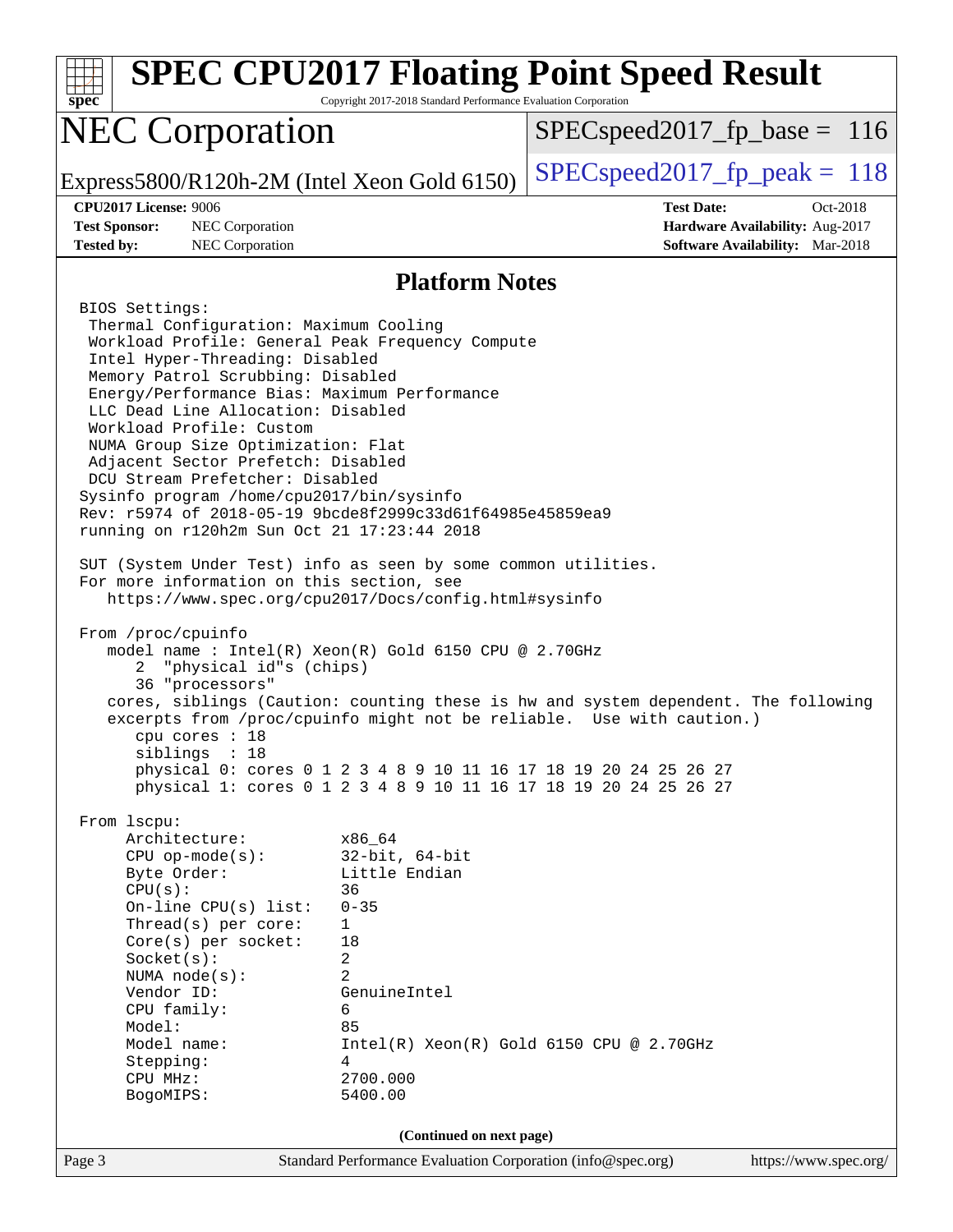## Platform Notes

```
BIOS Settings:
 Thermal Configuration: Maximum Cooling
 Workload Profile: General Peak Frequency Compute
 Intel Hyper-Threading: Disabled
 Memory Patrol Scrubbing: Disabled
 Energy/Performance Bias: Maximum Performance
 LLC Dead Line Allocation: Disabled
 Workload Profile: Custom
 NUMA Group Size Optimization: Flat
 Adjacent Sector Prefetch: Disabled
 DCU Stream Prefetcher: Disabled
Sysinfo program /home/cpu2017/bin/sysinfo
Rev: r5974 of 2018-05-19 9bcde8f2999c33d61f64985e45859ea9
running on r120h2m Sun Oct 21 17:23:44 2018

SUT (System Under Test) info as seen by some common utilities.
For more information on this section, see
   https://www.spec.org/cpu2017/Docs/config.html#sysinfo

From /proc/cpuinfo
   model name : Intel(R) Xeon(R) Gold 6150 CPU @ 2.70GHz
      2  "physical id"s (chips)
      36 "processors"
   cores, siblings (Caution: counting these is hw and system dependent. The following
   excerpts from /proc/cpuinfo might not be reliable.  Use with caution.)
      cpu cores : 18
      siblings  : 18
      physical 0: cores 0 1 2 3 4 8 9 10 11 16 17 18 19 20 24 25 26 27
      physical 1: cores 0 1 2 3 4 8 9 10 11 16 17 18 19 20 24 25 26 27

From lscpu:
     Architecture:          x86_64
     CPU op-mode(s):        32-bit, 64-bit
     Byte Order:            Little Endian
     CPU(s):                36
     On-line CPU(s) list:   0-35
     Thread(s) per core:    1
     Core(s) per socket:    18
     Socket(s):             2
     NUMA node(s):          2
     Vendor ID:             GenuineIntel
     CPU family:            6
     Model:                 85
     Model name:            Intel(R) Xeon(R) Gold 6150 CPU @ 2.70GHz
     Stepping:              4
     CPU MHz:               2700.000
     BogoMIPS:              5400.00
```

**(Continued on next page)**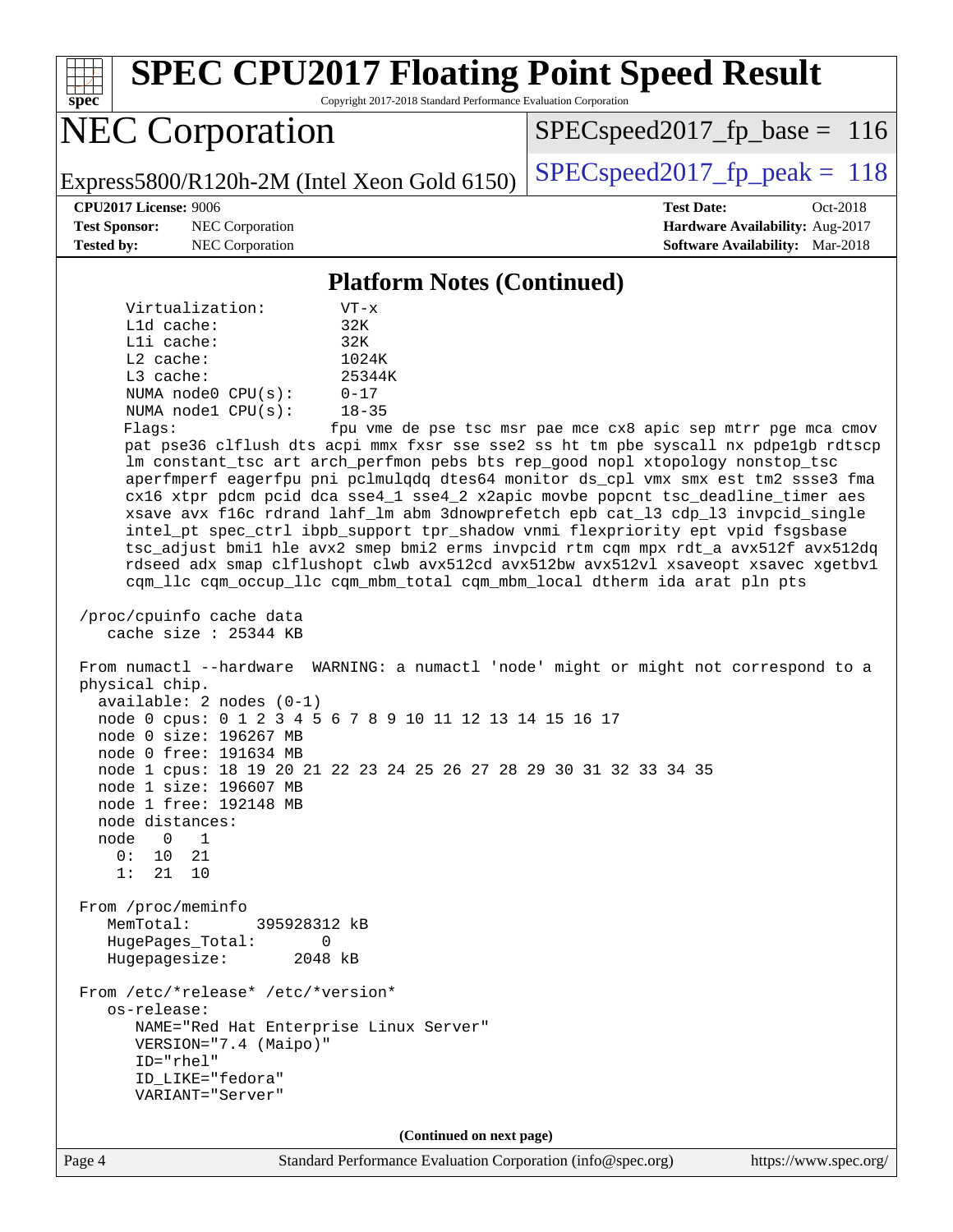## Platform Notes (Continued)

```
     Virtualization:        VT-x
     L1d cache:             32K
     L1i cache:             32K
     L2 cache:              1024K
     L3 cache:              25344K
     NUMA node0 CPU(s):     0-17
     NUMA node1 CPU(s):     18-35
     Flags:                 fpu vme de pse tsc msr pae mce cx8 apic sep mtrr pge mca cmov
     pat pse36 clflush dts acpi mmx fxsr sse sse2 ss ht tm pbe syscall nx pdpe1gb rdtscp
     lm constant_tsc art arch_perfmon pebs bts rep_good nopl xtopology nonstop_tsc
     aperfmperf eagerfpu pni pclmulqdq dtes64 monitor ds_cpl vmx smx est tm2 ssse3 fma
     cx16 xtpr pdcm pcid dca sse4_1 sse4_2 x2apic movbe popcnt tsc_deadline_timer aes
     xsave avx f16c rdrand lahf_lm abm 3dnowprefetch epb cat_l3 cdp_l3 invpcid_single
     intel_pt spec_ctrl ibpb_support tpr_shadow vnmi flexpriority ept vpid fsgsbase
     tsc_adjust bmi1 hle avx2 smep bmi2 erms invpcid rtm cqm mpx rdt_a avx512f avx512dq
     rdseed adx smap clflushopt clwb avx512cd avx512bw avx512vl xsaveopt xsavec xgetbv1
     cqm_llc cqm_occup_llc cqm_mbm_total cqm_mbm_local dtherm ida arat pln pts

 /proc/cpuinfo cache data
    cache size : 25344 KB

 From numactl --hardware  WARNING: a numactl 'node' might or might not correspond to a
 physical chip.
   available: 2 nodes (0-1)
   node 0 cpus: 0 1 2 3 4 5 6 7 8 9 10 11 12 13 14 15 16 17
   node 0 size: 196267 MB
   node 0 free: 191634 MB
   node 1 cpus: 18 19 20 21 22 23 24 25 26 27 28 29 30 31 32 33 34 35
   node 1 size: 196607 MB
   node 1 free: 192148 MB
   node distances:
   node   0   1
     0:  10  21
     1:  21  10

 From /proc/meminfo
    MemTotal:       395928312 kB
    HugePages_Total:       0
    Hugepagesize:       2048 kB

 From /etc/*release* /etc/*version*
    os-release:
       NAME="Red Hat Enterprise Linux Server"
       VERSION="7.4 (Maipo)"
       ID="rhel"
       ID_LIKE="fedora"
       VARIANT="Server"
```

(Continued on next page)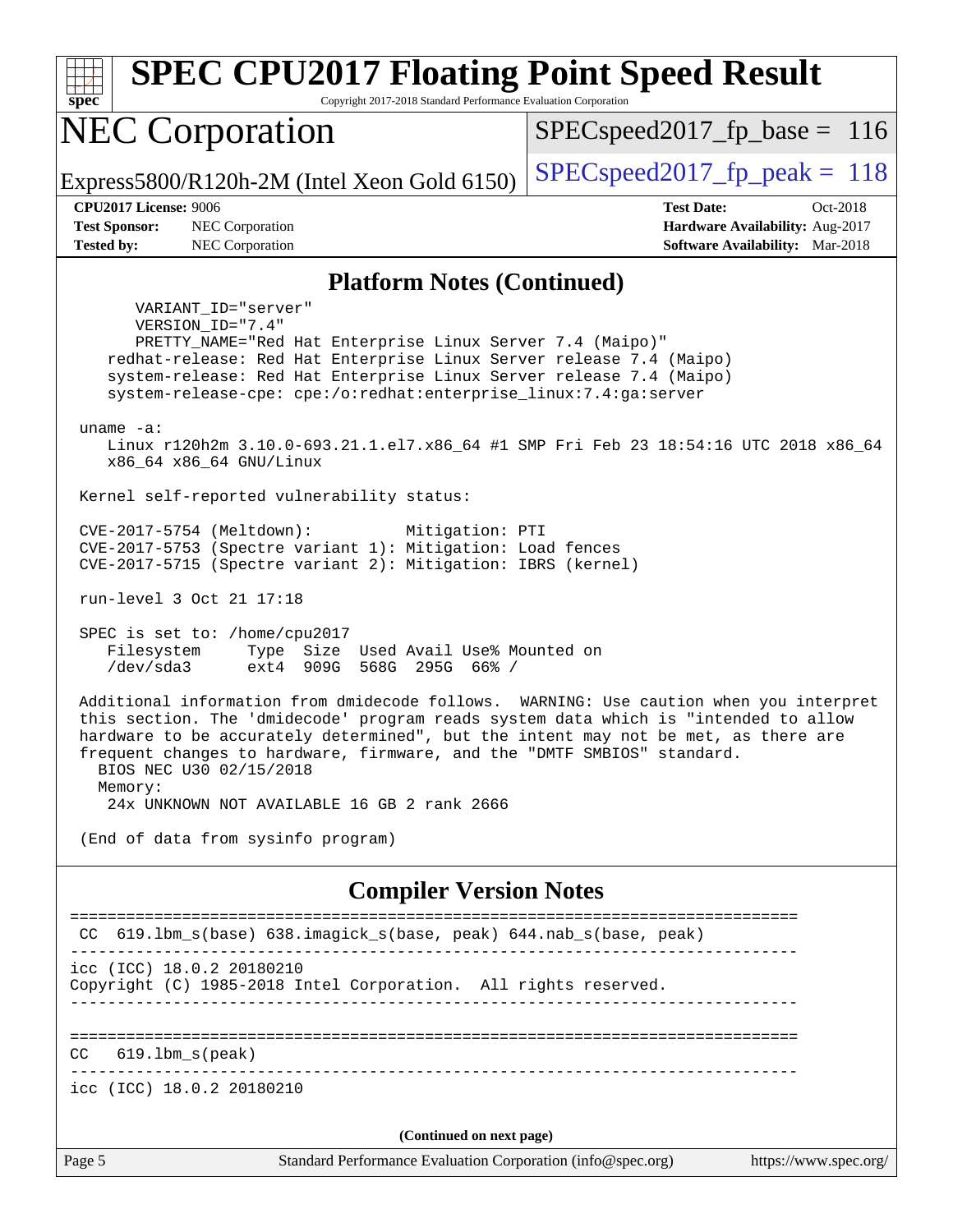# SPEC CPU2017 Floating Point Speed Result

Copyright 2017-2018 Standard Performance Evaluation Corporation

## NEC Corporation

Express5800/R120h-2M (Intel Xeon Gold 6150)

SPECspeed2017_fp_base = 116

SPECspeed2017_fp_peak = 118

**CPU2017 License:** 9006
**Test Sponsor:** NEC Corporation
**Tested by:** NEC Corporation

**Test Date:** Oct-2018
**Hardware Availability:** Aug-2017
**Software Availability:** Mar-2018

### Platform Notes (Continued)

```
       VARIANT_ID="server"
       VERSION_ID="7.4"
       PRETTY_NAME="Red Hat Enterprise Linux Server 7.4 (Maipo)"
    redhat-release: Red Hat Enterprise Linux Server release 7.4 (Maipo)
    system-release: Red Hat Enterprise Linux Server release 7.4 (Maipo)
    system-release-cpe: cpe:/o:redhat:enterprise_linux:7.4:ga:server

 uname -a:
    Linux r120h2m 3.10.0-693.21.1.el7.x86_64 #1 SMP Fri Feb 23 18:54:16 UTC 2018 x86_64
    x86_64 x86_64 GNU/Linux

 Kernel self-reported vulnerability status:

 CVE-2017-5754 (Meltdown):          Mitigation: PTI
 CVE-2017-5753 (Spectre variant 1): Mitigation: Load fences
 CVE-2017-5715 (Spectre variant 2): Mitigation: IBRS (kernel)

 run-level 3 Oct 21 17:18

 SPEC is set to: /home/cpu2017
    Filesystem     Type  Size  Used Avail Use% Mounted on
    /dev/sda3      ext4  909G  568G  295G  66% /

 Additional information from dmidecode follows.  WARNING: Use caution when you interpret
 this section. The 'dmidecode' program reads system data which is "intended to allow
 hardware to be accurately determined", but the intent may not be met, as there are
 frequent changes to hardware, firmware, and the "DMTF SMBIOS" standard.
   BIOS NEC U30 02/15/2018
   Memory:
    24x UNKNOWN NOT AVAILABLE 16 GB 2 rank 2666

 (End of data from sysinfo program)
```

### Compiler Version Notes

```
==============================================================================
 CC  619.lbm_s(base) 638.imagick_s(base, peak) 644.nab_s(base, peak)
------------------------------------------------------------------------------
icc (ICC) 18.0.2 20180210
Copyright (C) 1985-2018 Intel Corporation.  All rights reserved.
------------------------------------------------------------------------------

==============================================================================
CC   619.lbm_s(peak)
------------------------------------------------------------------------------
icc (ICC) 18.0.2 20180210
```

(Continued on next page)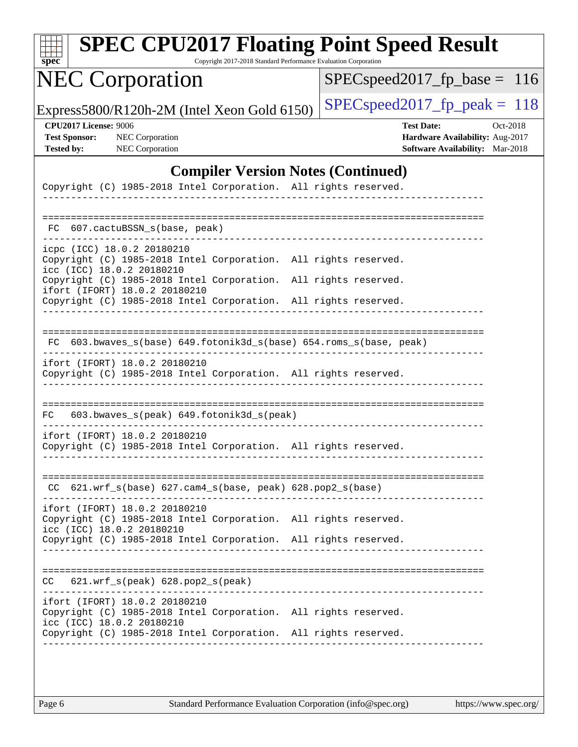## Compiler Version Notes (Continued)

```
Copyright (C) 1985-2018 Intel Corporation.  All rights reserved.
------------------------------------------------------------------------------

==============================================================================
 FC  607.cactuBSSN_s(base, peak)
------------------------------------------------------------------------------
icpc (ICC) 18.0.2 20180210
Copyright (C) 1985-2018 Intel Corporation.  All rights reserved.
icc (ICC) 18.0.2 20180210
Copyright (C) 1985-2018 Intel Corporation.  All rights reserved.
ifort (IFORT) 18.0.2 20180210
Copyright (C) 1985-2018 Intel Corporation.  All rights reserved.
------------------------------------------------------------------------------

==============================================================================
 FC  603.bwaves_s(base) 649.fotonik3d_s(base) 654.roms_s(base, peak)
------------------------------------------------------------------------------
ifort (IFORT) 18.0.2 20180210
Copyright (C) 1985-2018 Intel Corporation.  All rights reserved.
------------------------------------------------------------------------------

==============================================================================
 FC   603.bwaves_s(peak) 649.fotonik3d_s(peak)
------------------------------------------------------------------------------
ifort (IFORT) 18.0.2 20180210
Copyright (C) 1985-2018 Intel Corporation.  All rights reserved.
------------------------------------------------------------------------------

==============================================================================
 CC  621.wrf_s(base) 627.cam4_s(base, peak) 628.pop2_s(base)
------------------------------------------------------------------------------
ifort (IFORT) 18.0.2 20180210
Copyright (C) 1985-2018 Intel Corporation.  All rights reserved.
icc (ICC) 18.0.2 20180210
Copyright (C) 1985-2018 Intel Corporation.  All rights reserved.
------------------------------------------------------------------------------

==============================================================================
 CC   621.wrf_s(peak) 628.pop2_s(peak)
------------------------------------------------------------------------------
ifort (IFORT) 18.0.2 20180210
Copyright (C) 1985-2018 Intel Corporation.  All rights reserved.
icc (ICC) 18.0.2 20180210
Copyright (C) 1985-2018 Intel Corporation.  All rights reserved.
------------------------------------------------------------------------------
```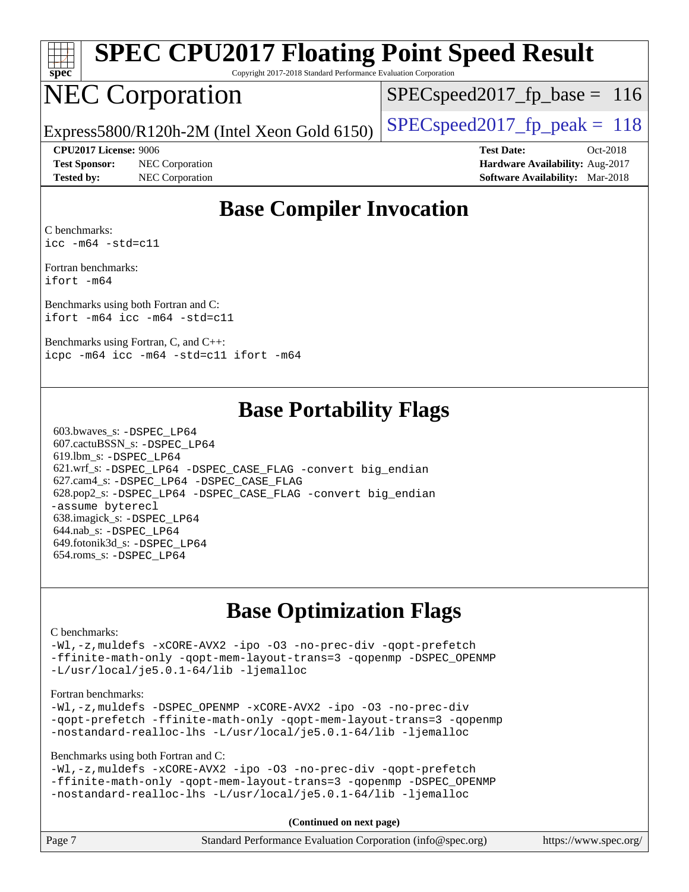# SPEC CPU2017 Floating Point Speed Result

Copyright 2017-2018 Standard Performance Evaluation Corporation

# NEC Corporation

Express5800/R120h-2M (Intel Xeon Gold 6150)

SPECspeed2017_fp_base = 116

SPECspeed2017_fp_peak = 118

**CPU2017 License:** 9006
**Test Sponsor:** NEC Corporation
**Tested by:** NEC Corporation

**Test Date:** Oct-2018
**Hardware Availability:** Aug-2017
**Software Availability:** Mar-2018

## Base Compiler Invocation

C benchmarks:
```
icc -m64 -std=c11
```

Fortran benchmarks:
```
ifort -m64
```

Benchmarks using both Fortran and C:
```
ifort -m64 icc -m64 -std=c11
```

Benchmarks using Fortran, C, and C++:
```
icpc -m64 icc -m64 -std=c11 ifort -m64
```

## Base Portability Flags

603.bwaves_s: -DSPEC_LP64
607.cactuBSSN_s: -DSPEC_LP64
619.lbm_s: -DSPEC_LP64
621.wrf_s: -DSPEC_LP64 -DSPEC_CASE_FLAG -convert big_endian
627.cam4_s: -DSPEC_LP64 -DSPEC_CASE_FLAG
628.pop2_s: -DSPEC_LP64 -DSPEC_CASE_FLAG -convert big_endian -assume byterecl
638.imagick_s: -DSPEC_LP64
644.nab_s: -DSPEC_LP64
649.fotonik3d_s: -DSPEC_LP64
654.roms_s: -DSPEC_LP64

## Base Optimization Flags

C benchmarks:
```
-Wl,-z,muldefs -xCORE-AVX2 -ipo -O3 -no-prec-div -qopt-prefetch
-ffinite-math-only -qopt-mem-layout-trans=3 -qopenmp -DSPEC_OPENMP
-L/usr/local/je5.0.1-64/lib -ljemalloc
```

Fortran benchmarks:
```
-Wl,-z,muldefs -DSPEC_OPENMP -xCORE-AVX2 -ipo -O3 -no-prec-div
-qopt-prefetch -ffinite-math-only -qopt-mem-layout-trans=3 -qopenmp
-nostandard-realloc-lhs -L/usr/local/je5.0.1-64/lib -ljemalloc
```

Benchmarks using both Fortran and C:
```
-Wl,-z,muldefs -xCORE-AVX2 -ipo -O3 -no-prec-div -qopt-prefetch
-ffinite-math-only -qopt-mem-layout-trans=3 -qopenmp -DSPEC_OPENMP
-nostandard-realloc-lhs -L/usr/local/je5.0.1-64/lib -ljemalloc
```

**(Continued on next page)**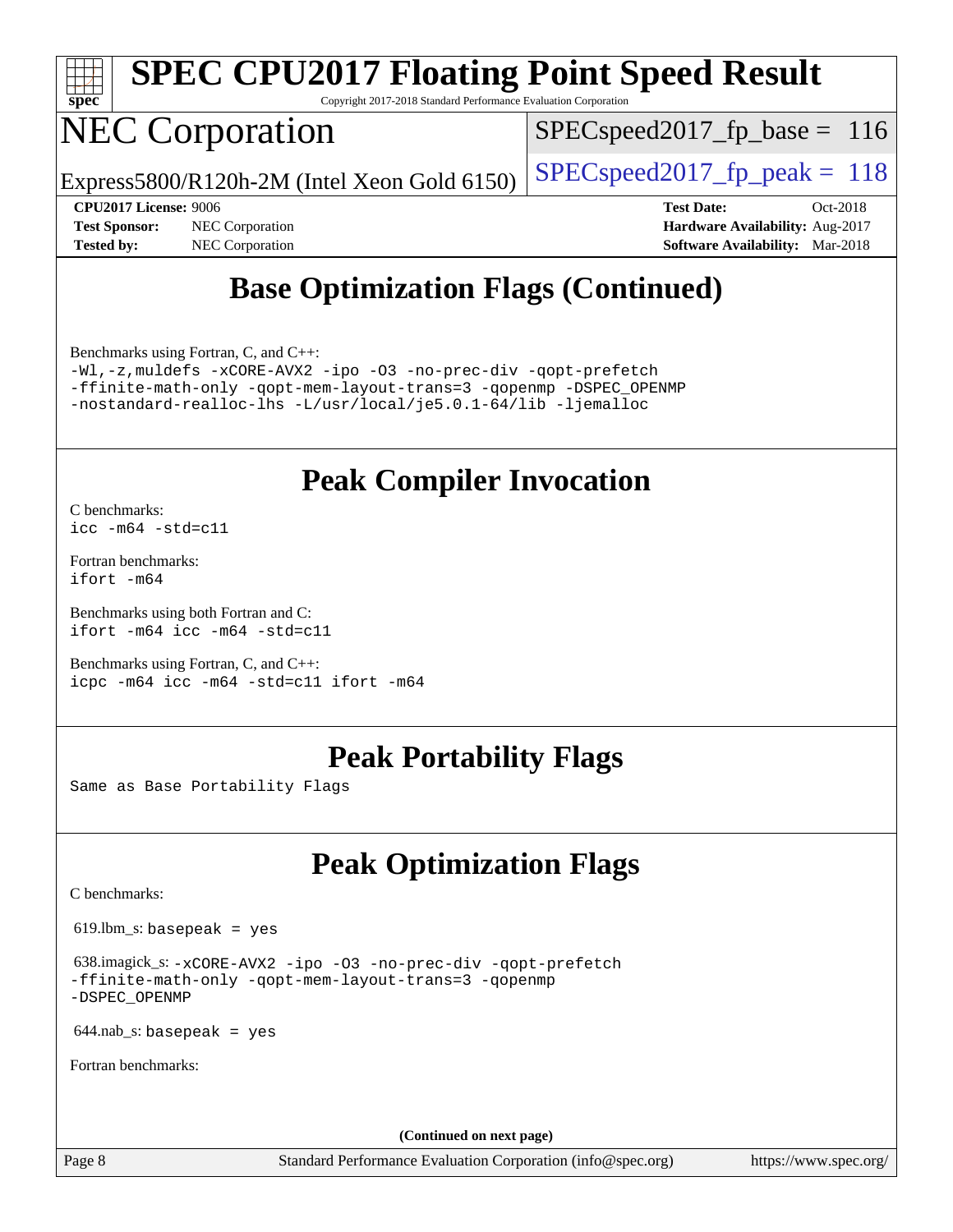# SPEC CPU2017 Floating Point Speed Result

Copyright 2017-2018 Standard Performance Evaluation Corporation

# NEC Corporation

Express5800/R120h-2M (Intel Xeon Gold 6150)

SPECspeed2017_fp_base = 116

SPECspeed2017_fp_peak = 118

**CPU2017 License:** 9006
**Test Sponsor:** NEC Corporation
**Tested by:** NEC Corporation

**Test Date:** Oct-2018
**Hardware Availability:** Aug-2017
**Software Availability:** Mar-2018

## Base Optimization Flags (Continued)

Benchmarks using Fortran, C, and C++:

```
-Wl,-z,muldefs -xCORE-AVX2 -ipo -O3 -no-prec-div -qopt-prefetch
-ffinite-math-only -qopt-mem-layout-trans=3 -qopenmp -DSPEC_OPENMP
-nostandard-realloc-lhs -L/usr/local/je5.0.1-64/lib -ljemalloc
```

## Peak Compiler Invocation

C benchmarks:

```
icc -m64 -std=c11
```

Fortran benchmarks:

```
ifort -m64
```

Benchmarks using both Fortran and C:

```
ifort -m64 icc -m64 -std=c11
```

Benchmarks using Fortran, C, and C++:

```
icpc -m64 icc -m64 -std=c11 ifort -m64
```

## Peak Portability Flags

Same as Base Portability Flags

## Peak Optimization Flags

C benchmarks:

619.lbm_s: `basepeak = yes`

638.imagick_s: 
```
-xCORE-AVX2 -ipo -O3 -no-prec-div -qopt-prefetch
-ffinite-math-only -qopt-mem-layout-trans=3 -qopenmp
-DSPEC_OPENMP
```

644.nab_s: `basepeak = yes`

Fortran benchmarks:

(Continued on next page)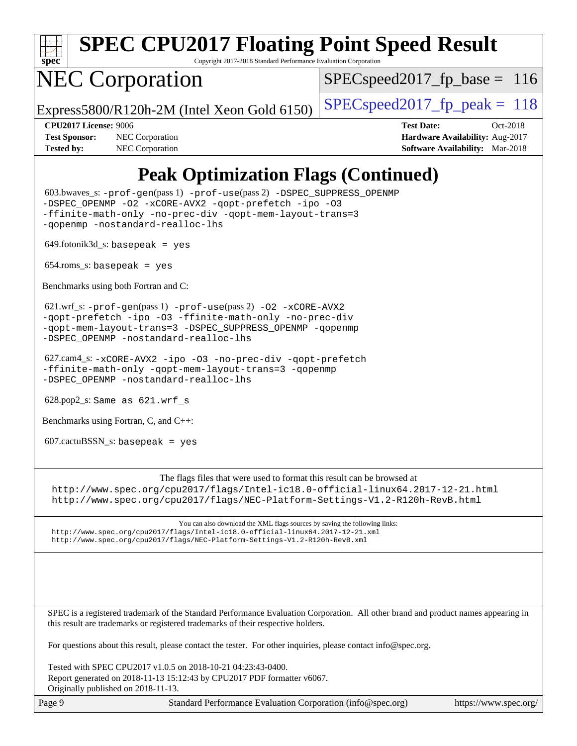# Peak Optimization Flags (Continued)

603.bwaves_s: -prof-gen(pass 1) -prof-use(pass 2) -DSPEC_SUPPRESS_OPENMP -DSPEC_OPENMP -O2 -xCORE-AVX2 -qopt-prefetch -ipo -O3 -ffinite-math-only -no-prec-div -qopt-mem-layout-trans=3 -qopenmp -nostandard-realloc-lhs

649.fotonik3d_s: basepeak = yes

654.roms_s: basepeak = yes

Benchmarks using both Fortran and C:

621.wrf_s: -prof-gen(pass 1) -prof-use(pass 2) -O2 -xCORE-AVX2 -qopt-prefetch -ipo -O3 -ffinite-math-only -no-prec-div -qopt-mem-layout-trans=3 -DSPEC_SUPPRESS_OPENMP -qopenmp -DSPEC_OPENMP -nostandard-realloc-lhs

627.cam4_s: -xCORE-AVX2 -ipo -O3 -no-prec-div -qopt-prefetch -ffinite-math-only -qopt-mem-layout-trans=3 -qopenmp -DSPEC_OPENMP -nostandard-realloc-lhs

628.pop2_s: Same as 621.wrf_s

Benchmarks using Fortran, C, and C++:

607.cactuBSSN_s: basepeak = yes

The flags files that were used to format this result can be browsed at
http://www.spec.org/cpu2017/flags/Intel-ic18.0-official-linux64.2017-12-21.html
http://www.spec.org/cpu2017/flags/NEC-Platform-Settings-V1.2-R120h-RevB.html

You can also download the XML flags sources by saving the following links:
http://www.spec.org/cpu2017/flags/Intel-ic18.0-official-linux64.2017-12-21.xml
http://www.spec.org/cpu2017/flags/NEC-Platform-Settings-V1.2-R120h-RevB.xml

SPEC is a registered trademark of the Standard Performance Evaluation Corporation. All other brand and product names appearing in this result are trademarks or registered trademarks of their respective holders.

For questions about this result, please contact the tester. For other inquiries, please contact info@spec.org.

Tested with SPEC CPU2017 v1.0.5 on 2018-10-21 04:23:43-0400.
Report generated on 2018-11-13 15:12:43 by CPU2017 PDF formatter v6067.
Originally published on 2018-11-13.